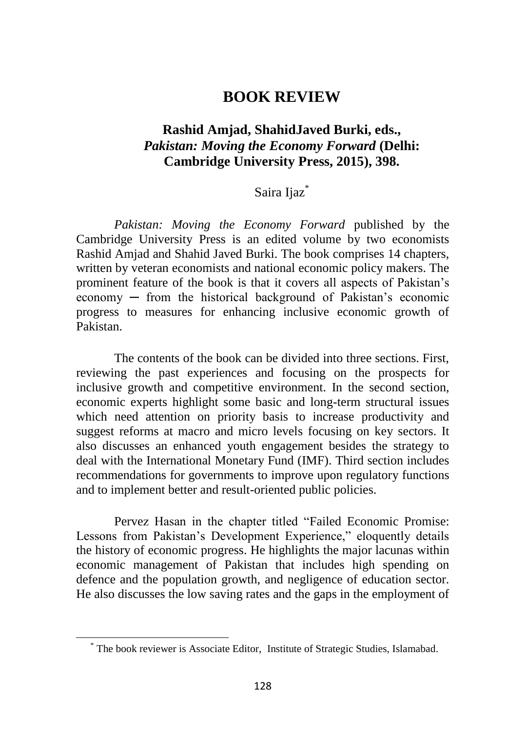# BOOK REVIEW

## Rashid Amjad, ShahidJaved Burki, eds., *Pakistan: Moving the Economy Forward* (Delhi: Cambridge University Press, 2015), 398.

Saira Ijaz[*]

*Pakistan: Moving the Economy Forward* published by the Cambridge University Press is an edited volume by two economists Rashid Amjad and Shahid Javed Burki. The book comprises 14 chapters, written by veteran economists and national economic policy makers. The prominent feature of the book is that it covers all aspects of Pakistan's economy ─ from the historical background of Pakistan's economic progress to measures for enhancing inclusive economic growth of Pakistan.

The contents of the book can be divided into three sections. First, reviewing the past experiences and focusing on the prospects for inclusive growth and competitive environment. In the second section, economic experts highlight some basic and long-term structural issues which need attention on priority basis to increase productivity and suggest reforms at macro and micro levels focusing on key sectors. It also discusses an enhanced youth engagement besides the strategy to deal with the International Monetary Fund (IMF). Third section includes recommendations for governments to improve upon regulatory functions and to implement better and result-oriented public policies.

Pervez Hasan in the chapter titled "Failed Economic Promise: Lessons from Pakistan's Development Experience," eloquently details the history of economic progress. He highlights the major lacunas within economic management of Pakistan that includes high spending on defence and the population growth, and negligence of education sector. He also discusses the low saving rates and the gaps in the employment of

[*] The book reviewer is Associate Editor, Institute of Strategic Studies, Islamabad.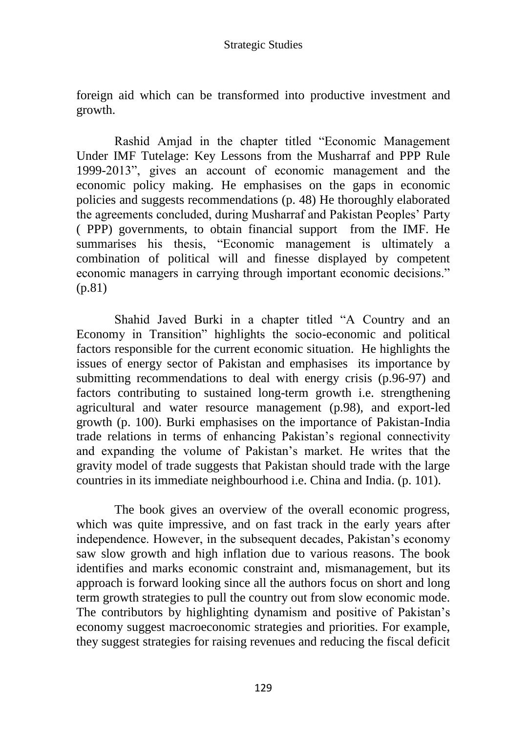foreign aid which can be transformed into productive investment and growth.

Rashid Amjad in the chapter titled "Economic Management Under IMF Tutelage: Key Lessons from the Musharraf and PPP Rule 1999-2013", gives an account of economic management and the economic policy making. He emphasises on the gaps in economic policies and suggests recommendations (p. 48) He thoroughly elaborated the agreements concluded, during Musharraf and Pakistan Peoples' Party ( PPP) governments, to obtain financial support from the IMF. He summarises his thesis, "Economic management is ultimately a combination of political will and finesse displayed by competent economic managers in carrying through important economic decisions." (p.81)

Shahid Javed Burki in a chapter titled "A Country and an Economy in Transition" highlights the socio-economic and political factors responsible for the current economic situation. He highlights the issues of energy sector of Pakistan and emphasises its importance by submitting recommendations to deal with energy crisis (p.96-97) and factors contributing to sustained long-term growth i.e. strengthening agricultural and water resource management (p.98), and export-led growth (p. 100). Burki emphasises on the importance of Pakistan-India trade relations in terms of enhancing Pakistan's regional connectivity and expanding the volume of Pakistan's market. He writes that the gravity model of trade suggests that Pakistan should trade with the large countries in its immediate neighbourhood i.e. China and India. (p. 101).

The book gives an overview of the overall economic progress, which was quite impressive, and on fast track in the early years after independence. However, in the subsequent decades, Pakistan's economy saw slow growth and high inflation due to various reasons. The book identifies and marks economic constraint and, mismanagement, but its approach is forward looking since all the authors focus on short and long term growth strategies to pull the country out from slow economic mode. The contributors by highlighting dynamism and positive of Pakistan's economy suggest macroeconomic strategies and priorities. For example, they suggest strategies for raising revenues and reducing the fiscal deficit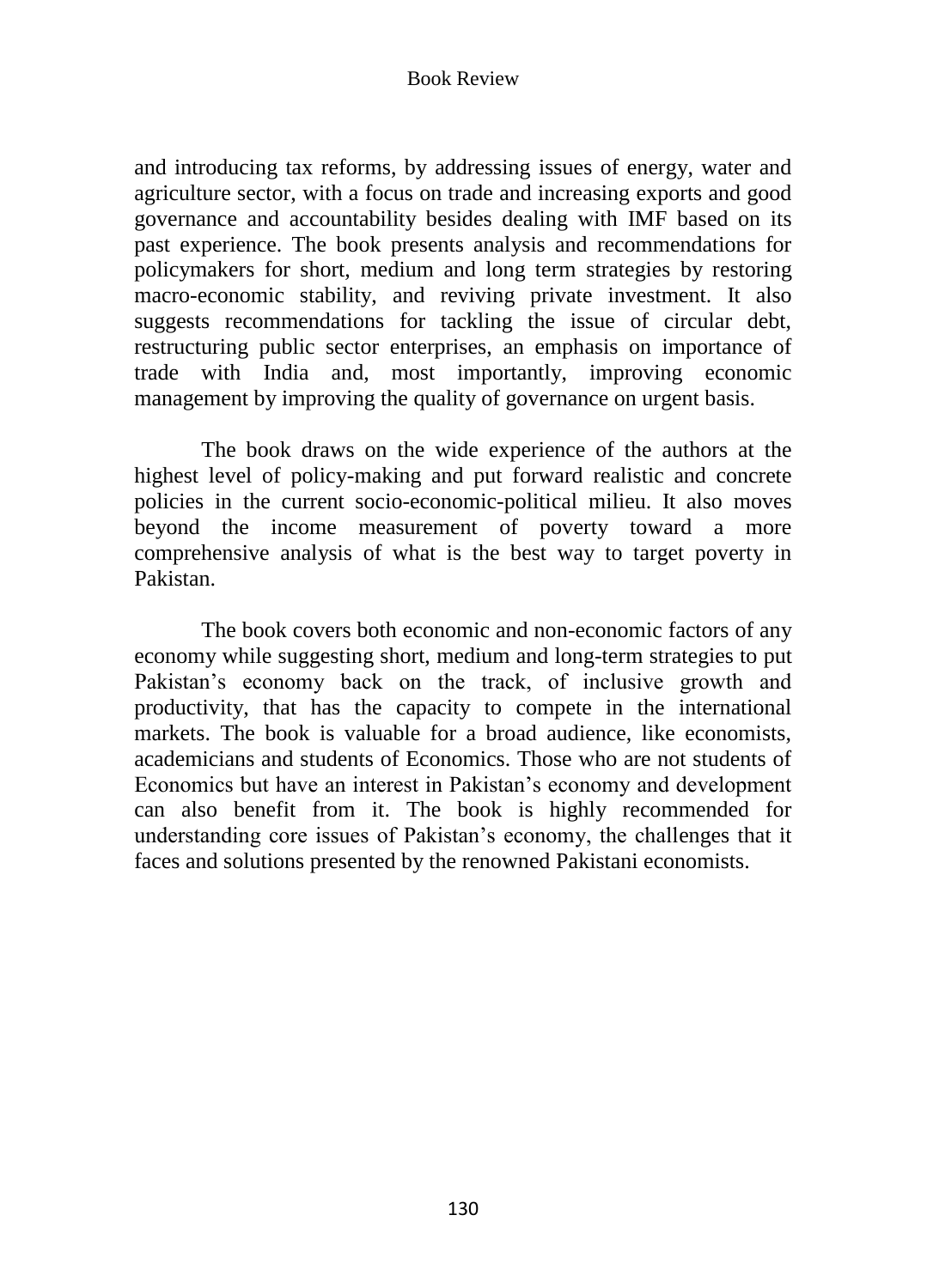and introducing tax reforms, by addressing issues of energy, water and agriculture sector, with a focus on trade and increasing exports and good governance and accountability besides dealing with IMF based on its past experience. The book presents analysis and recommendations for policymakers for short, medium and long term strategies by restoring macro-economic stability, and reviving private investment. It also suggests recommendations for tackling the issue of circular debt, restructuring public sector enterprises, an emphasis on importance of trade with India and, most importantly, improving economic management by improving the quality of governance on urgent basis.

The book draws on the wide experience of the authors at the highest level of policy-making and put forward realistic and concrete policies in the current socio-economic-political milieu. It also moves beyond the income measurement of poverty toward a more comprehensive analysis of what is the best way to target poverty in Pakistan.

The book covers both economic and non-economic factors of any economy while suggesting short, medium and long-term strategies to put Pakistan's economy back on the track, of inclusive growth and productivity, that has the capacity to compete in the international markets. The book is valuable for a broad audience, like economists, academicians and students of Economics. Those who are not students of Economics but have an interest in Pakistan's economy and development can also benefit from it. The book is highly recommended for understanding core issues of Pakistan's economy, the challenges that it faces and solutions presented by the renowned Pakistani economists.